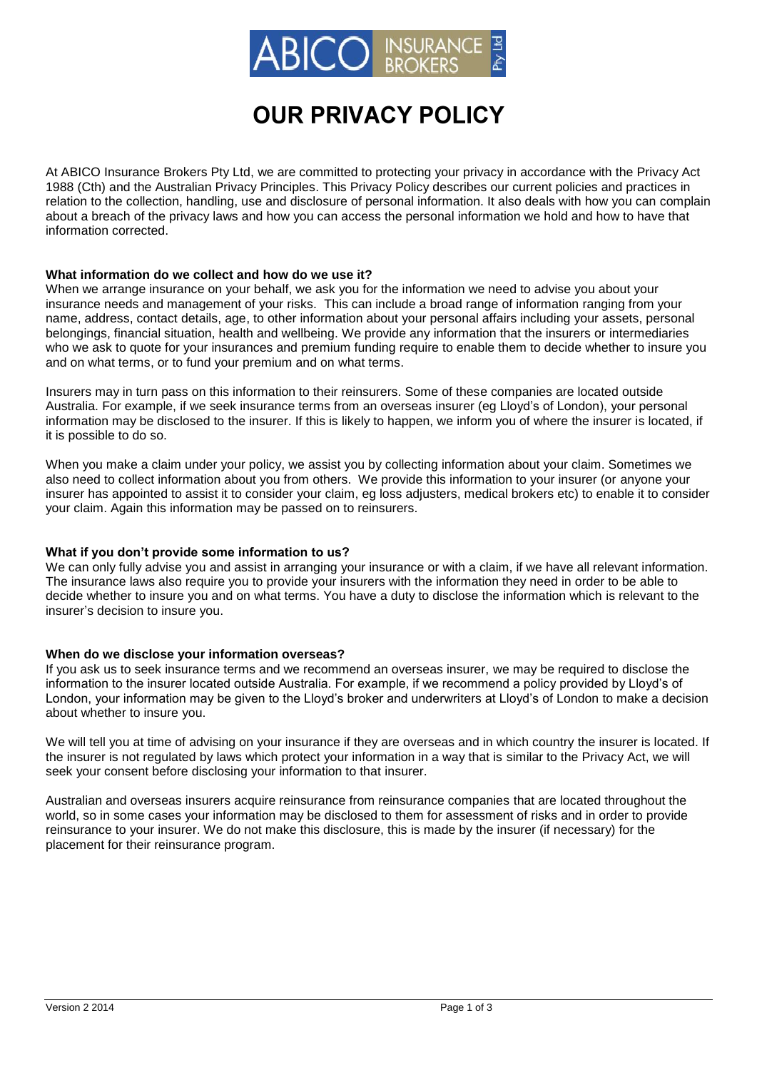# OUR PRIVACY POLICY

At ABICO Insurance Brokers Pty Ltd, we are committed to protecting your privacy in accordance with the Privacy Act 1988 (Cth) and the Australian Privacy Principles. This Privacy Policy describes our current policies and practices in relation to the collection, handling, use and disclosure of personal information. It also deals with how you can complain about a breach of the privacy laws and how you can access the personal information we hold and how to have that information corrected.

**What information do we collect and how do we use it?**

When we arrange insurance on your behalf, we ask you for the information we need to advise you about your insurance needs and management of your risks. This can include a broad range of information ranging from your name, address, contact details, age, to other information about your personal affairs including your assets, personal belongings, financial situation, health and wellbeing. We provide any information that the insurers or intermediaries who we ask to quote for your insurances and premium funding require to enable them to decide whether to insure you and on what terms, or to fund your premium and on what terms.

Insurers may in turn pass on this information to their reinsurers. Some of these companies are located outside Australia. For example, if we seek insurance terms from an overseas insurer (eg Lloyd's of London), your personal information may be disclosed to the insurer. If this is likely to happen, we inform you of where the insurer is located, if it is possible to do so.

When you make a claim under your policy, we assist you by collecting information about your claim. Sometimes we also need to collect information about you from others. We provide this information to your insurer (or anyone your insurer has appointed to assist it to consider your claim, eg loss adjusters, medical brokers etc) to enable it to consider your claim. Again this information may be passed on to reinsurers.

**What if you don't provide some information to us?**

We can only fully advise you and assist in arranging your insurance or with a claim, if we have all relevant information. The insurance laws also require you to provide your insurers with the information they need in order to be able to decide whether to insure you and on what terms. You have a duty to disclose the information which is relevant to the insurer's decision to insure you.

**When do we disclose your information overseas?**

If you ask us to seek insurance terms and we recommend an overseas insurer, we may be required to disclose the information to the insurer located outside Australia. For example, if we recommend a policy provided by Lloyd's of London, your information may be given to the Lloyd's broker and underwriters at Lloyd's of London to make a decision about whether to insure you.

We will tell you at time of advising on your insurance if they are overseas and in which country the insurer is located. If the insurer is not regulated by laws which protect your information in a way that is similar to the Privacy Act, we will seek your consent before disclosing your information to that insurer.

Australian and overseas insurers acquire reinsurance from reinsurance companies that are located throughout the world, so in some cases your information may be disclosed to them for assessment of risks and in order to provide reinsurance to your insurer. We do not make this disclosure, this is made by the insurer (if necessary) for the placement for their reinsurance program.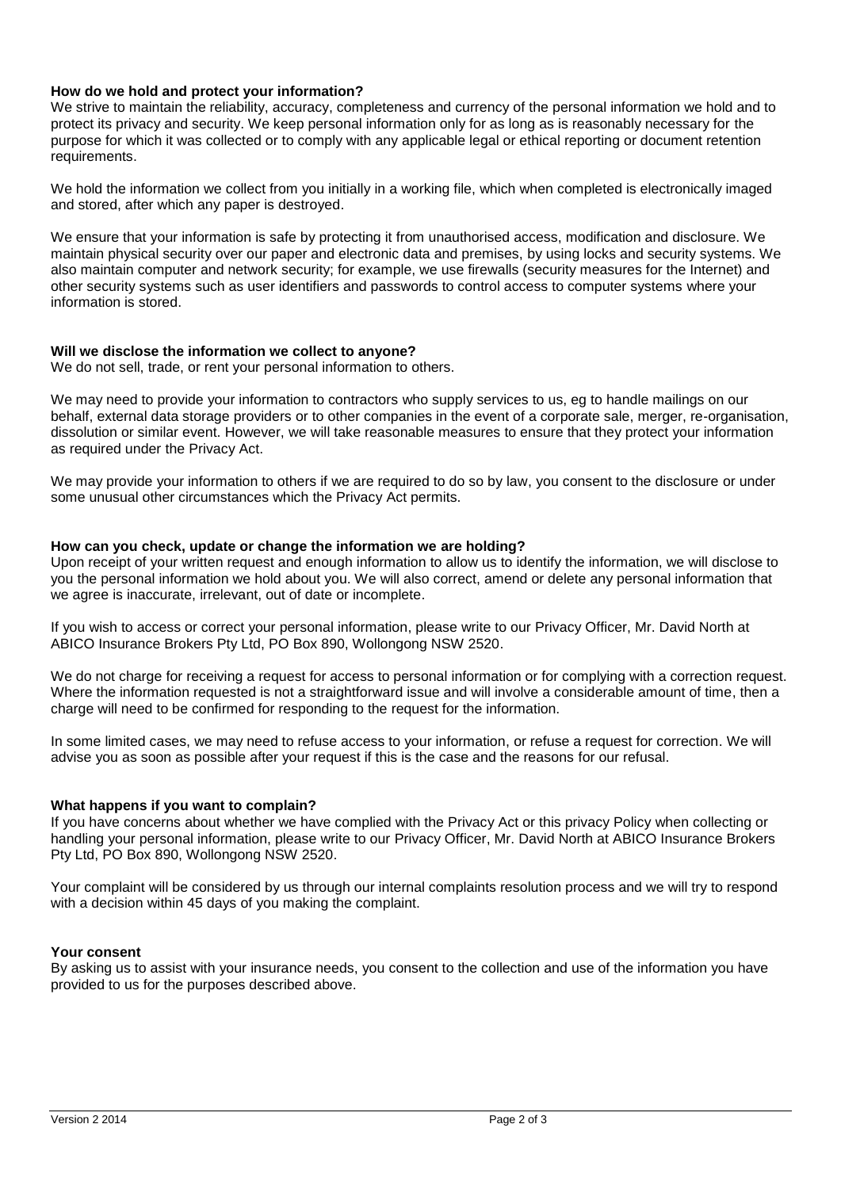**How do we hold and protect your information?**

We strive to maintain the reliability, accuracy, completeness and currency of the personal information we hold and to protect its privacy and security. We keep personal information only for as long as is reasonably necessary for the purpose for which it was collected or to comply with any applicable legal or ethical reporting or document retention requirements.

We hold the information we collect from you initially in a working file, which when completed is electronically imaged and stored, after which any paper is destroyed.

We ensure that your information is safe by protecting it from unauthorised access, modification and disclosure. We maintain physical security over our paper and electronic data and premises, by using locks and security systems. We also maintain computer and network security; for example, we use firewalls (security measures for the Internet) and other security systems such as user identifiers and passwords to control access to computer systems where your information is stored.

**Will we disclose the information we collect to anyone?**

We do not sell, trade, or rent your personal information to others.

We may need to provide your information to contractors who supply services to us, eg to handle mailings on our behalf, external data storage providers or to other companies in the event of a corporate sale, merger, re-organisation, dissolution or similar event. However, we will take reasonable measures to ensure that they protect your information as required under the Privacy Act.

We may provide your information to others if we are required to do so by law, you consent to the disclosure or under some unusual other circumstances which the Privacy Act permits.

**How can you check, update or change the information we are holding?**

Upon receipt of your written request and enough information to allow us to identify the information, we will disclose to you the personal information we hold about you. We will also correct, amend or delete any personal information that we agree is inaccurate, irrelevant, out of date or incomplete.

If you wish to access or correct your personal information, please write to our Privacy Officer, Mr. David North at ABICO Insurance Brokers Pty Ltd, PO Box 890, Wollongong NSW 2520.

We do not charge for receiving a request for access to personal information or for complying with a correction request. Where the information requested is not a straightforward issue and will involve a considerable amount of time, then a charge will need to be confirmed for responding to the request for the information.

In some limited cases, we may need to refuse access to your information, or refuse a request for correction. We will advise you as soon as possible after your request if this is the case and the reasons for our refusal.

**What happens if you want to complain?**

If you have concerns about whether we have complied with the Privacy Act or this privacy Policy when collecting or handling your personal information, please write to our Privacy Officer, Mr. David North at ABICO Insurance Brokers Pty Ltd, PO Box 890, Wollongong NSW 2520.

Your complaint will be considered by us through our internal complaints resolution process and we will try to respond with a decision within 45 days of you making the complaint.

**Your consent**

By asking us to assist with your insurance needs, you consent to the collection and use of the information you have provided to us for the purposes described above.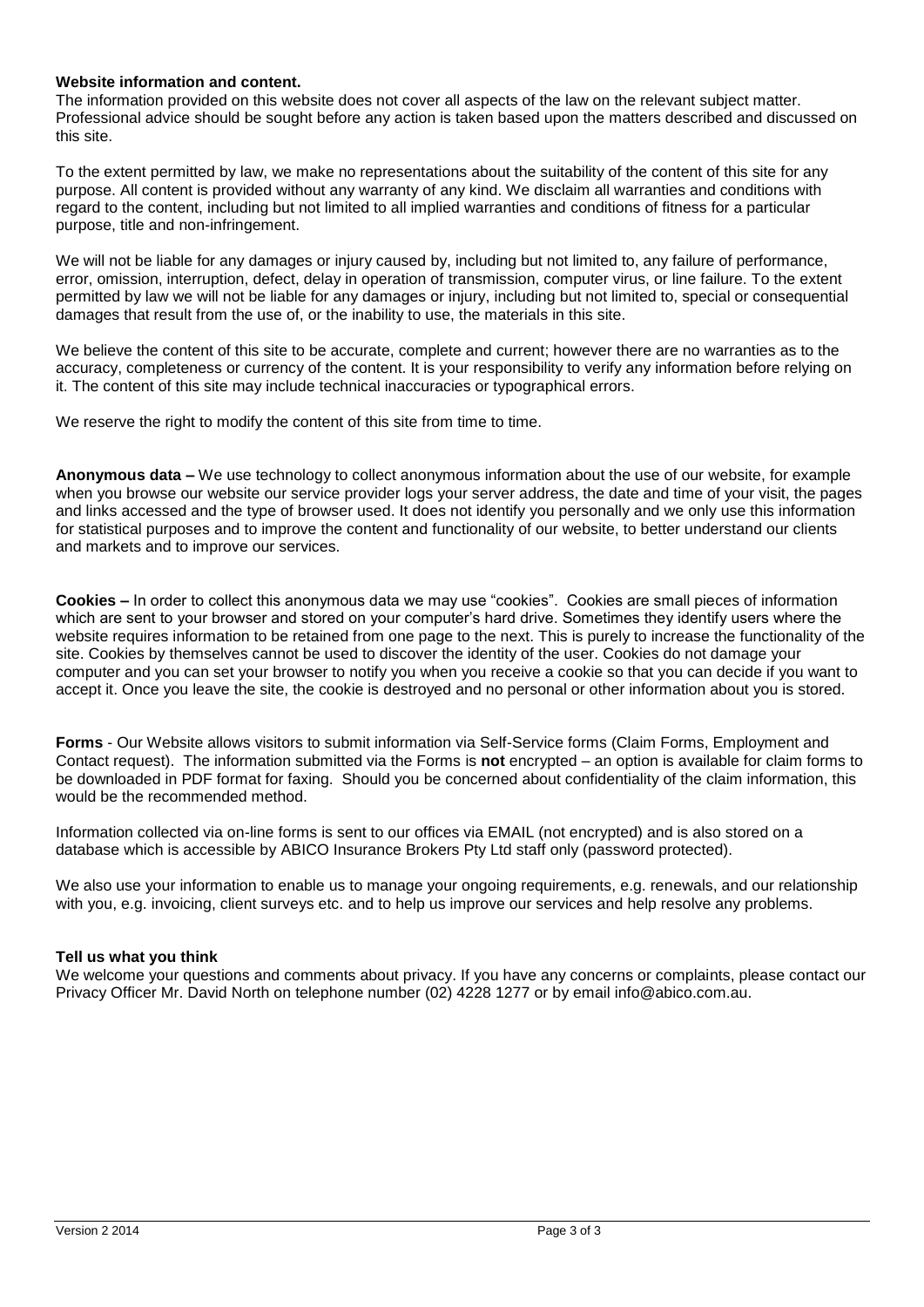**Website information and content.**

The information provided on this website does not cover all aspects of the law on the relevant subject matter. Professional advice should be sought before any action is taken based upon the matters described and discussed on this site.

To the extent permitted by law, we make no representations about the suitability of the content of this site for any purpose. All content is provided without any warranty of any kind. We disclaim all warranties and conditions with regard to the content, including but not limited to all implied warranties and conditions of fitness for a particular purpose, title and non-infringement.

We will not be liable for any damages or injury caused by, including but not limited to, any failure of performance, error, omission, interruption, defect, delay in operation of transmission, computer virus, or line failure. To the extent permitted by law we will not be liable for any damages or injury, including but not limited to, special or consequential damages that result from the use of, or the inability to use, the materials in this site.

We believe the content of this site to be accurate, complete and current; however there are no warranties as to the accuracy, completeness or currency of the content. It is your responsibility to verify any information before relying on it. The content of this site may include technical inaccuracies or typographical errors.

We reserve the right to modify the content of this site from time to time.

**Anonymous data –** We use technology to collect anonymous information about the use of our website, for example when you browse our website our service provider logs your server address, the date and time of your visit, the pages and links accessed and the type of browser used. It does not identify you personally and we only use this information for statistical purposes and to improve the content and functionality of our website, to better understand our clients and markets and to improve our services.

**Cookies –** In order to collect this anonymous data we may use "cookies". Cookies are small pieces of information which are sent to your browser and stored on your computer's hard drive. Sometimes they identify users where the website requires information to be retained from one page to the next. This is purely to increase the functionality of the site. Cookies by themselves cannot be used to discover the identity of the user. Cookies do not damage your computer and you can set your browser to notify you when you receive a cookie so that you can decide if you want to accept it. Once you leave the site, the cookie is destroyed and no personal or other information about you is stored.

**Forms** - Our Website allows visitors to submit information via Self-Service forms (Claim Forms, Employment and Contact request). The information submitted via the Forms is **not** encrypted – an option is available for claim forms to be downloaded in PDF format for faxing. Should you be concerned about confidentiality of the claim information, this would be the recommended method.

Information collected via on-line forms is sent to our offices via EMAIL (not encrypted) and is also stored on a database which is accessible by ABICO Insurance Brokers Pty Ltd staff only (password protected).

We also use your information to enable us to manage your ongoing requirements, e.g. renewals, and our relationship with you, e.g. invoicing, client surveys etc. and to help us improve our services and help resolve any problems.

**Tell us what you think**

We welcome your questions and comments about privacy. If you have any concerns or complaints, please contact our Privacy Officer Mr. David North on telephone number (02) 4228 1277 or by email info@abico.com.au.

Version 2 2014